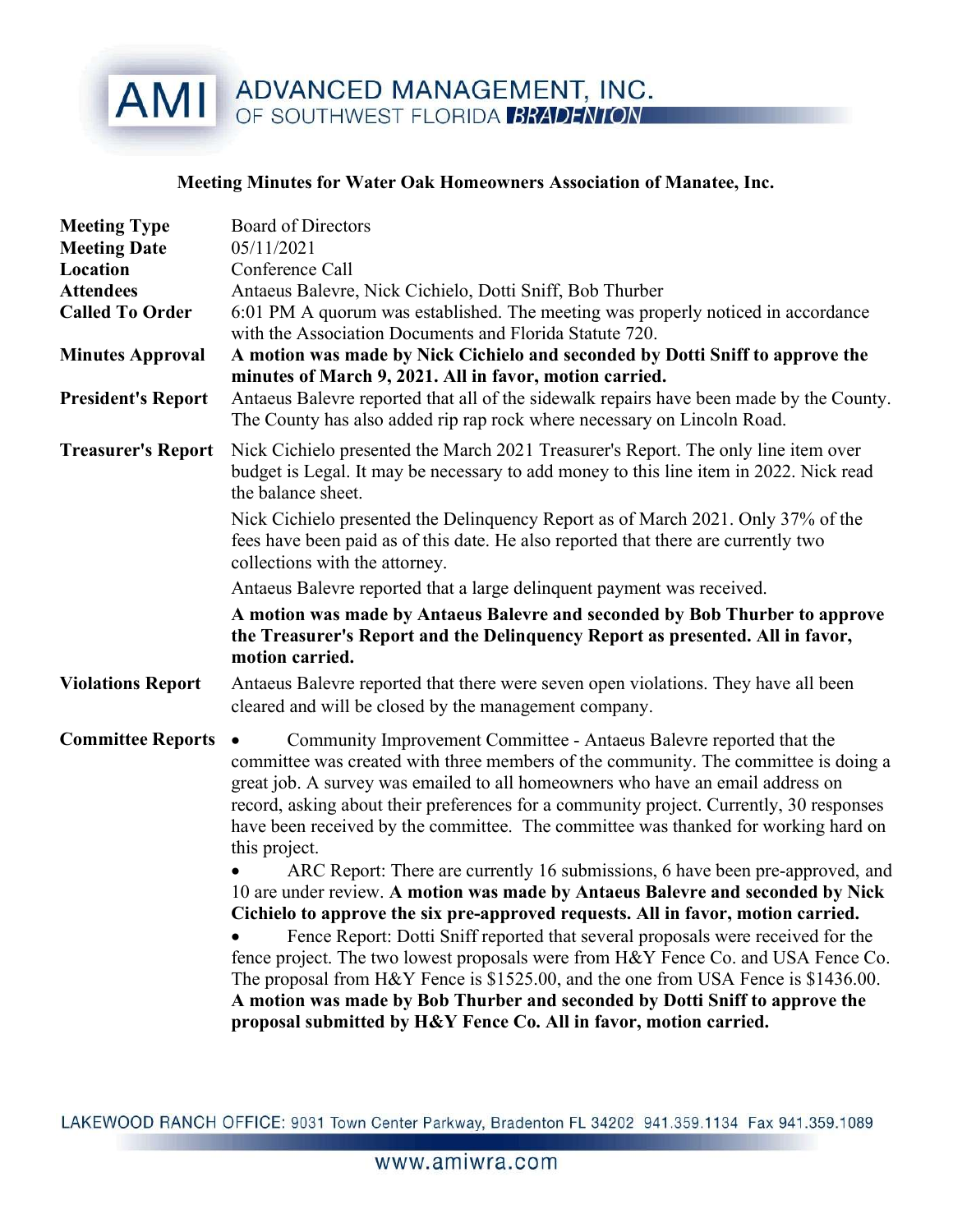# ADVANCED MANAGEMENT, INC. OF SOUTHWEST FLORIDA BRADENTON

## Meeting Minutes for Water Oak Homeowners Association of Manatee, Inc.

**Meeting Type** Board of Directors

**Meeting Date** 05/11/2021

**Location** Conference Call

**Attendees** Antaeus Balevre, Nick Cichielo, Dotti Sniff, Bob Thurber

**Called To Order** 6:01 PM A quorum was established. The meeting was properly noticed in accordance with the Association Documents and Florida Statute 720.

**Minutes Approval** **A motion was made by Nick Cichielo and seconded by Dotti Sniff to approve the minutes of March 9, 2021. All in favor, motion carried.**

**President's Report** Antaeus Balevre reported that all of the sidewalk repairs have been made by the County. The County has also added rip rap rock where necessary on Lincoln Road.

**Treasurer's Report** Nick Cichielo presented the March 2021 Treasurer's Report. The only line item over budget is Legal. It may be necessary to add money to this line item in 2022. Nick read the balance sheet.

Nick Cichielo presented the Delinquency Report as of March 2021. Only 37% of the fees have been paid as of this date. He also reported that there are currently two collections with the attorney.

Antaeus Balevre reported that a large delinquent payment was received.

**A motion was made by Antaeus Balevre and seconded by Bob Thurber to approve the Treasurer's Report and the Delinquency Report as presented. All in favor, motion carried.**

**Violations Report** Antaeus Balevre reported that there were seven open violations. They have all been cleared and will be closed by the management company.

**Committee Reports**

- Community Improvement Committee - Antaeus Balevre reported that the committee was created with three members of the community. The committee is doing a great job. A survey was emailed to all homeowners who have an email address on record, asking about their preferences for a community project. Currently, 30 responses have been received by the committee. The committee was thanked for working hard on this project.
- ARC Report: There are currently 16 submissions, 6 have been pre-approved, and 10 are under review. **A motion was made by Antaeus Balevre and seconded by Nick Cichielo to approve the six pre-approved requests. All in favor, motion carried.**
- Fence Report: Dotti Sniff reported that several proposals were received for the fence project. The two lowest proposals were from H&Y Fence Co. and USA Fence Co. The proposal from H&Y Fence is $1525.00, and the one from USA Fence is $1436.00. **A motion was made by Bob Thurber and seconded by Dotti Sniff to approve the proposal submitted by H&Y Fence Co. All in favor, motion carried.**

LAKEWOOD RANCH OFFICE: 9031 Town Center Parkway, Bradenton FL 34202 941.359.1134 Fax 941.359.1089

www.amiwra.com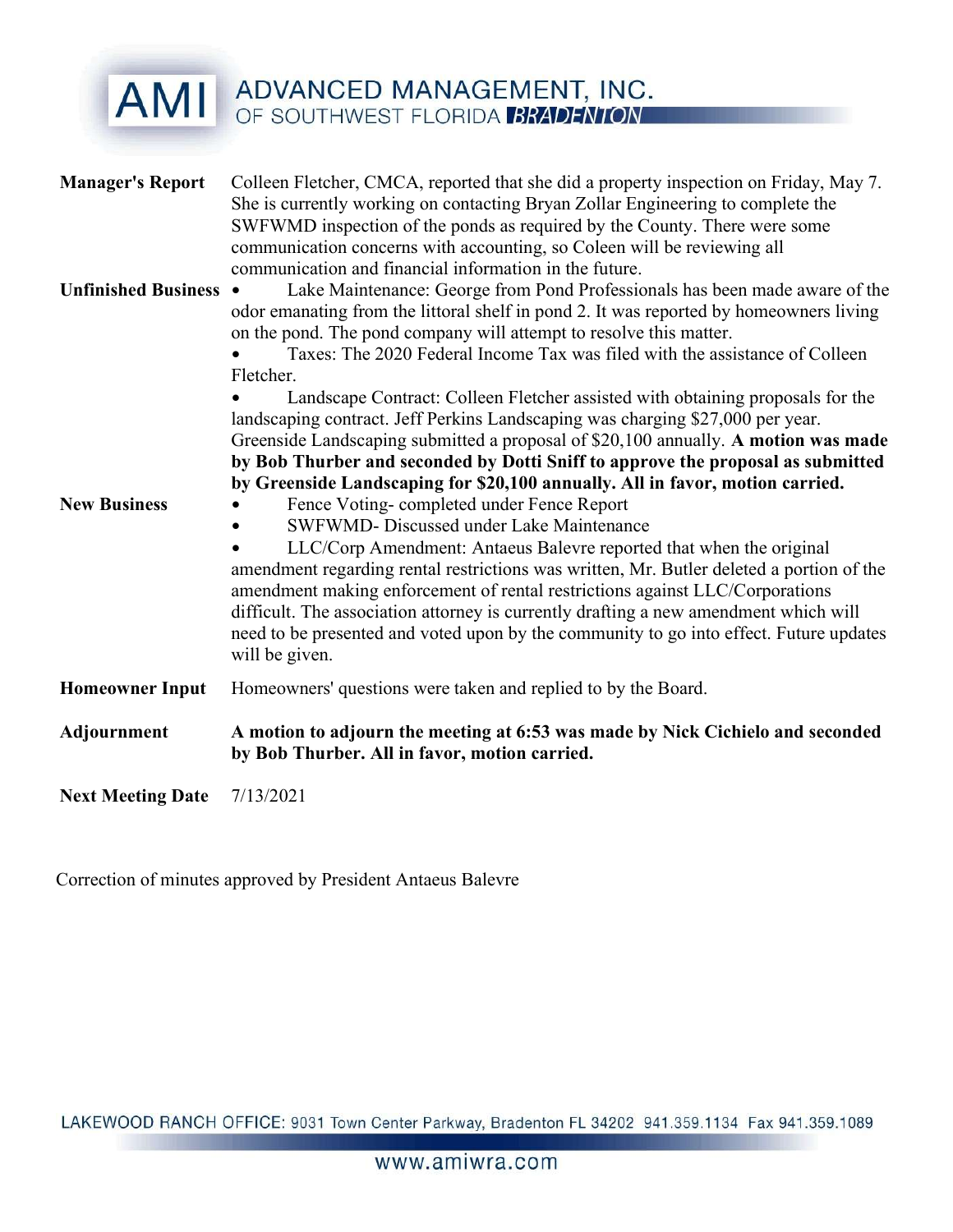**Manager's Report**

Colleen Fletcher, CMCA, reported that she did a property inspection on Friday, May 7. She is currently working on contacting Bryan Zollar Engineering to complete the SWFWMD inspection of the ponds as required by the County. There were some communication concerns with accounting, so Coleen will be reviewing all communication and financial information in the future.

**Unfinished Business**

- Lake Maintenance: George from Pond Professionals has been made aware of the odor emanating from the littoral shelf in pond 2. It was reported by homeowners living on the pond. The pond company will attempt to resolve this matter.
- Taxes: The 2020 Federal Income Tax was filed with the assistance of Colleen Fletcher.
- Landscape Contract: Colleen Fletcher assisted with obtaining proposals for the landscaping contract. Jeff Perkins Landscaping was charging $27,000 per year. Greenside Landscaping submitted a proposal of $20,100 annually. **A motion was made by Bob Thurber and seconded by Dotti Sniff to approve the proposal as submitted by Greenside Landscaping for $20,100 annually. All in favor, motion carried.**

**New Business**

- Fence Voting- completed under Fence Report
- SWFWMD- Discussed under Lake Maintenance
- LLC/Corp Amendment: Antaeus Balevre reported that when the original amendment regarding rental restrictions was written, Mr. Butler deleted a portion of the amendment making enforcement of rental restrictions against LLC/Corporations difficult. The association attorney is currently drafting a new amendment which will need to be presented and voted upon by the community to go into effect. Future updates will be given.

**Homeowner Input**

Homeowners' questions were taken and replied to by the Board.

**Adjournment**

**A motion to adjourn the meeting at 6:53 was made by Nick Cichielo and seconded by Bob Thurber. All in favor, motion carried.**

**Next Meeting Date**

7/13/2021

Correction of minutes approved by President Antaeus Balevre